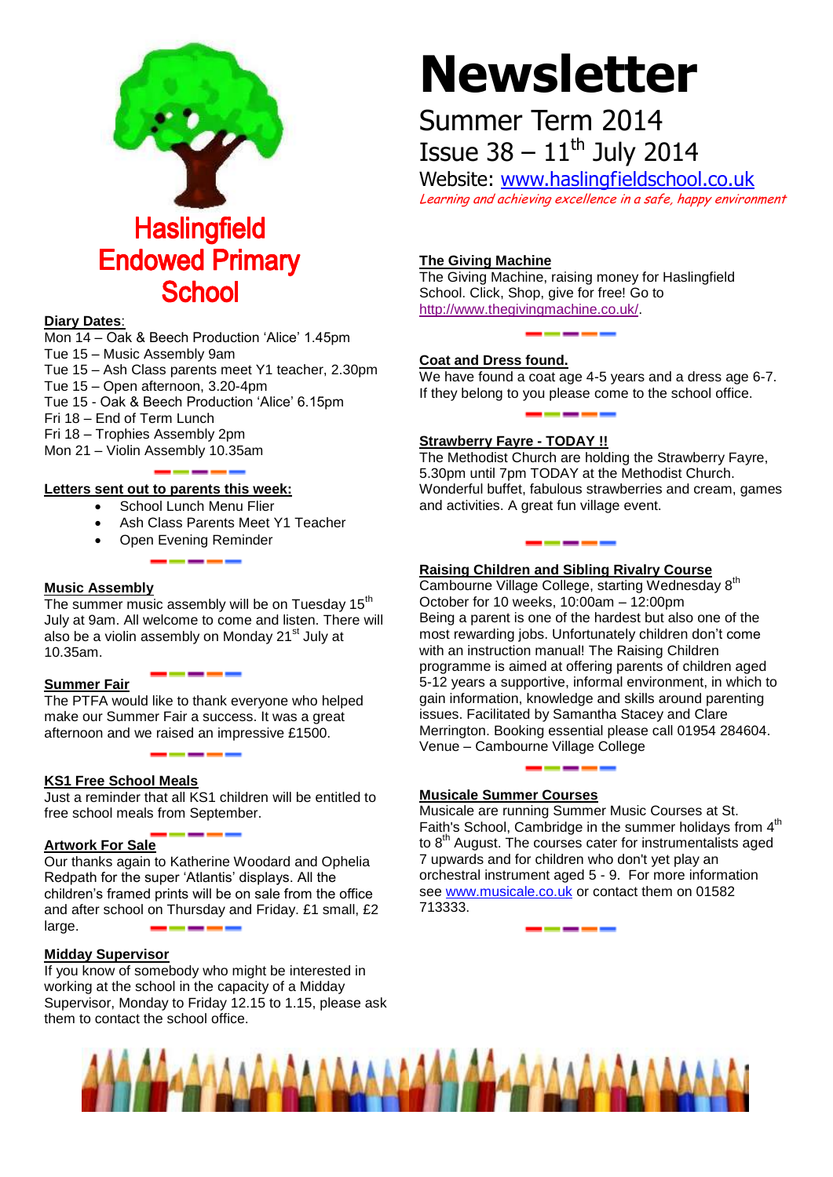# Haslingfield Endowed Primary School

# Newsletter

## Summer Term 2014

## Issue 38 – 11th July 2014

Website: www.haslingfieldschool.co.uk

*Learning and achieving excellence in a safe, happy environment*

**Diary Dates**:

Mon 14 – Oak & Beech Production 'Alice' 1.45pm
Tue 15 – Music Assembly 9am
Tue 15 – Ash Class parents meet Y1 teacher, 2.30pm
Tue 15 – Open afternoon, 3.20-4pm
Tue 15 - Oak & Beech Production 'Alice' 6.15pm
Fri 18 – End of Term Lunch
Fri 18 – Trophies Assembly 2pm
Mon 21 – Violin Assembly 10.35am

**Letters sent out to parents this week:**

- School Lunch Menu Flier
- Ash Class Parents Meet Y1 Teacher
- Open Evening Reminder

**Music Assembly**

The summer music assembly will be on Tuesday 15th July at 9am. All welcome to come and listen. There will also be a violin assembly on Monday 21st July at 10.35am.

**Summer Fair**

The PTFA would like to thank everyone who helped make our Summer Fair a success. It was a great afternoon and we raised an impressive £1500.

**KS1 Free School Meals**

Just a reminder that all KS1 children will be entitled to free school meals from September.

**Artwork For Sale**

Our thanks again to Katherine Woodard and Ophelia Redpath for the super 'Atlantis' displays. All the children's framed prints will be on sale from the office and after school on Thursday and Friday. £1 small, £2 large.

**Midday Supervisor**

If you know of somebody who might be interested in working at the school in the capacity of a Midday Supervisor, Monday to Friday 12.15 to 1.15, please ask them to contact the school office.

**The Giving Machine**

The Giving Machine, raising money for Haslingfield School. Click, Shop, give for free! Go to http://www.thegivingmachine.co.uk/.

**Coat and Dress found.**

We have found a coat age 4-5 years and a dress age 6-7. If they belong to you please come to the school office.

**Strawberry Fayre - TODAY !!**

The Methodist Church are holding the Strawberry Fayre, 5.30pm until 7pm TODAY at the Methodist Church. Wonderful buffet, fabulous strawberries and cream, games and activities. A great fun village event.

**Raising Children and Sibling Rivalry Course**

Cambourne Village College, starting Wednesday 8th October for 10 weeks, 10:00am – 12:00pm

Being a parent is one of the hardest but also one of the most rewarding jobs. Unfortunately children don't come with an instruction manual! The Raising Children programme is aimed at offering parents of children aged 5-12 years a supportive, informal environment, in which to gain information, knowledge and skills around parenting issues. Facilitated by Samantha Stacey and Clare Merrington. Booking essential please call 01954 284604. Venue – Cambourne Village College

**Musicale Summer Courses**

Musicale are running Summer Music Courses at St. Faith's School, Cambridge in the summer holidays from 4th to 8th August. The courses cater for instrumentalists aged 7 upwards and for children who don't yet play an orchestral instrument aged 5 - 9. For more information see www.musicale.co.uk or contact them on 01582 713333.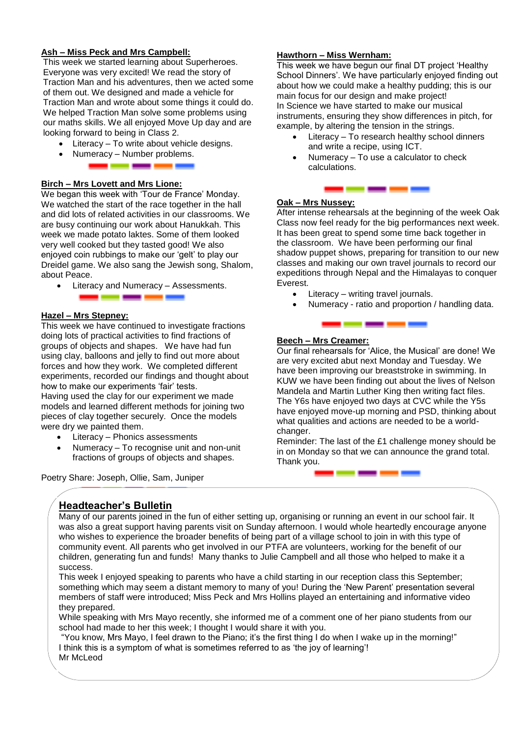**Ash – Miss Peck and Mrs Campbell:**

This week we started learning about Superheroes. Everyone was very excited! We read the story of Traction Man and his adventures, then we acted some of them out. We designed and made a vehicle for Traction Man and wrote about some things it could do. We helped Traction Man solve some problems using our maths skills. We all enjoyed Move Up day and are looking forward to being in Class 2.

- Literacy – To write about vehicle designs.
- Numeracy – Number problems.

**Birch – Mrs Lovett and Mrs Lione:**

We began this week with 'Tour de France' Monday. We watched the start of the race together in the hall and did lots of related activities in our classrooms. We are busy continuing our work about Hanukkah. This week we made potato laktes. Some of them looked very well cooked but they tasted good! We also enjoyed coin rubbings to make our 'gelt' to play our Dreidel game. We also sang the Jewish song, Shalom, about Peace.

- Literacy and Numeracy – Assessments.

**Hazel – Mrs Stepney:**

This week we have continued to investigate fractions doing lots of practical activities to find fractions of groups of objects and shapes. We have had fun using clay, balloons and jelly to find out more about forces and how they work. We completed different experiments, recorded our findings and thought about how to make our experiments 'fair' tests.

Having used the clay for our experiment we made models and learned different methods for joining two pieces of clay together securely. Once the models were dry we painted them.

- Literacy – Phonics assessments
- Numeracy – To recognise unit and non-unit fractions of groups of objects and shapes.

Poetry Share: Joseph, Ollie, Sam, Juniper

**Hawthorn – Miss Wernham:**

This week we have begun our final DT project 'Healthy School Dinners'. We have particularly enjoyed finding out about how we could make a healthy pudding; this is our main focus for our design and make project!

In Science we have started to make our musical instruments, ensuring they show differences in pitch, for example, by altering the tension in the strings.

- Literacy – To research healthy school dinners and write a recipe, using ICT.
- Numeracy – To use a calculator to check calculations.

**Oak – Mrs Nussey:**

After intense rehearsals at the beginning of the week Oak Class now feel ready for the big performances next week. It has been great to spend some time back together in the classroom. We have been performing our final shadow puppet shows, preparing for transition to our new classes and making our own travel journals to record our expeditions through Nepal and the Himalayas to conquer Everest.

- Literacy – writing travel journals.
- Numeracy - ratio and proportion / handling data.

**Beech – Mrs Creamer:**

Our final rehearsals for 'Alice, the Musical' are done! We are very excited abut next Monday and Tuesday. We have been improving our breaststroke in swimming. In KUW we have been finding out about the lives of Nelson Mandela and Martin Luther King then writing fact files. The Y6s have enjoyed two days at CVC while the Y5s have enjoyed move-up morning and PSD, thinking about what qualities and actions are needed to be a world-changer.

Reminder: The last of the £1 challenge money should be in on Monday so that we can announce the grand total. Thank you.

## Headteacher's Bulletin

Many of our parents joined in the fun of either setting up, organising or running an event in our school fair. It was also a great support having parents visit on Sunday afternoon. I would whole heartedly encourage anyone who wishes to experience the broader benefits of being part of a village school to join in with this type of community event. All parents who get involved in our PTFA are volunteers, working for the benefit of our children, generating fun and funds! Many thanks to Julie Campbell and all those who helped to make it a success.

This week I enjoyed speaking to parents who have a child starting in our reception class this September; something which may seem a distant memory to many of you! During the 'New Parent' presentation several members of staff were introduced; Miss Peck and Mrs Hollins played an entertaining and informative video they prepared.

While speaking with Mrs Mayo recently, she informed me of a comment one of her piano students from our school had made to her this week; I thought I would share it with you.

"You know, Mrs Mayo, I feel drawn to the Piano; it's the first thing I do when I wake up in the morning!"

I think this is a symptom of what is sometimes referred to as 'the joy of learning'!

Mr McLeod